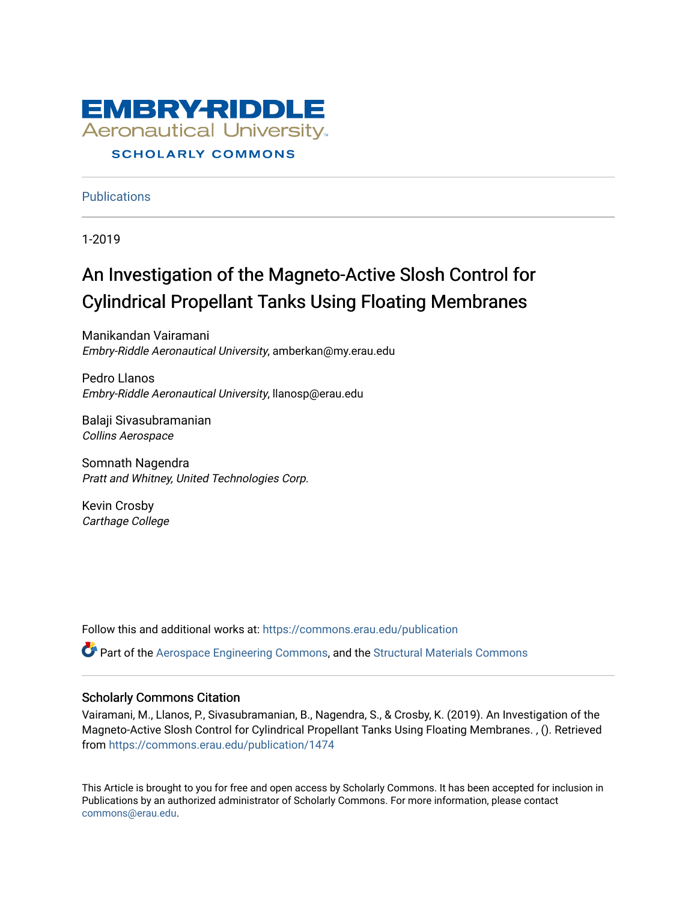EMBRY-RIDDLE
Aeronautical University
SCHOLARLY COMMONS

Publications

1-2019

# An Investigation of the Magneto-Active Slosh Control for Cylindrical Propellant Tanks Using Floating Membranes

Manikandan Vairamani
*Embry-Riddle Aeronautical University*, amberkan@my.erau.edu

Pedro Llanos
*Embry-Riddle Aeronautical University*, llanosp@erau.edu

Balaji Sivasubramanian
*Collins Aerospace*

Somnath Nagendra
*Pratt and Whitney, United Technologies Corp.*

Kevin Crosby
*Carthage College*

Follow this and additional works at: https://commons.erau.edu/publication

Part of the Aerospace Engineering Commons, and the Structural Materials Commons

## Scholarly Commons Citation

Vairamani, M., Llanos, P., Sivasubramanian, B., Nagendra, S., & Crosby, K. (2019). An Investigation of the Magneto-Active Slosh Control for Cylindrical Propellant Tanks Using Floating Membranes. , (). Retrieved from https://commons.erau.edu/publication/1474

This Article is brought to you for free and open access by Scholarly Commons. It has been accepted for inclusion in Publications by an authorized administrator of Scholarly Commons. For more information, please contact commons@erau.edu.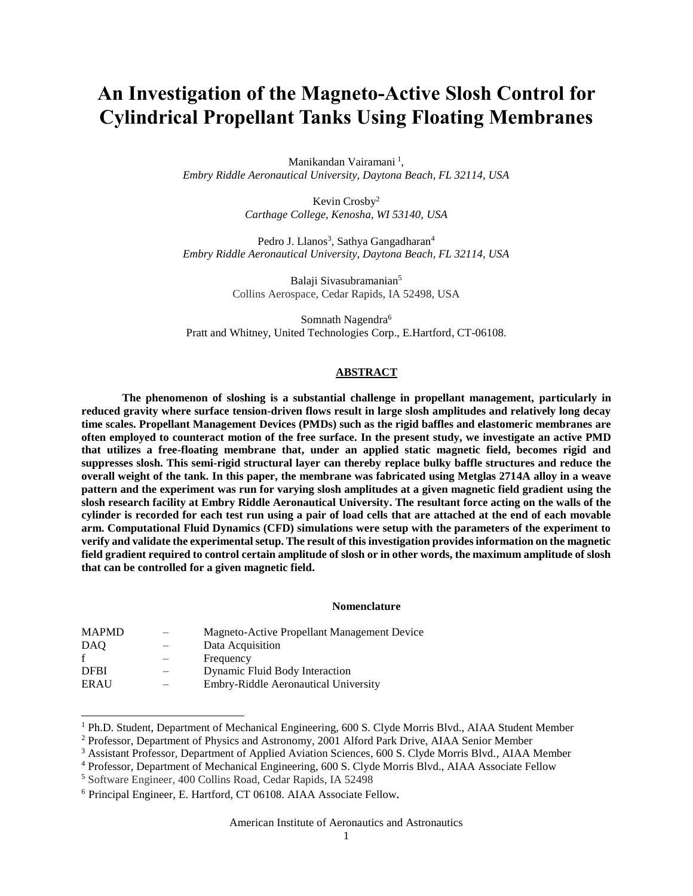# An Investigation of the Magneto-Active Slosh Control for Cylindrical Propellant Tanks Using Floating Membranes

Manikandan Vairamani [1],
*Embry Riddle Aeronautical University, Daytona Beach, FL 32114, USA*

Kevin Crosby[2]
*Carthage College, Kenosha, WI 53140, USA*

Pedro J. Llanos[3], Sathya Gangadharan[4]
*Embry Riddle Aeronautical University, Daytona Beach, FL 32114, USA*

Balaji Sivasubramanian[5]
Collins Aerospace, Cedar Rapids, IA 52498, USA

Somnath Nagendra[6]
Pratt and Whitney, United Technologies Corp., E.Hartford, CT-06108.

## ABSTRACT

**The phenomenon of sloshing is a substantial challenge in propellant management, particularly in reduced gravity where surface tension-driven flows result in large slosh amplitudes and relatively long decay time scales. Propellant Management Devices (PMDs) such as the rigid baffles and elastomeric membranes are often employed to counteract motion of the free surface. In the present study, we investigate an active PMD that utilizes a free-floating membrane that, under an applied static magnetic field, becomes rigid and suppresses slosh. This semi-rigid structural layer can thereby replace bulky baffle structures and reduce the overall weight of the tank. In this paper, the membrane was fabricated using Metglas 2714A alloy in a weave pattern and the experiment was run for varying slosh amplitudes at a given magnetic field gradient using the slosh research facility at Embry Riddle Aeronautical University. The resultant force acting on the walls of the cylinder is recorded for each test run using a pair of load cells that are attached at the end of each movable arm. Computational Fluid Dynamics (CFD) simulations were setup with the parameters of the experiment to verify and validate the experimental setup. The result of this investigation provides information on the magnetic field gradient required to control certain amplitude of slosh or in other words, the maximum amplitude of slosh that can be controlled for a given magnetic field.**

### Nomenclature

| | | |
|---|---|---|
| MAPMD | – | Magneto-Active Propellant Management Device |
| DAQ | – | Data Acquisition |
| f | – | Frequency |
| DFBI | – | Dynamic Fluid Body Interaction |
| ERAU | – | Embry-Riddle Aeronautical University |

[1] Ph.D. Student, Department of Mechanical Engineering, 600 S. Clyde Morris Blvd., AIAA Student Member
[2] Professor, Department of Physics and Astronomy, 2001 Alford Park Drive, AIAA Senior Member
[3] Assistant Professor, Department of Applied Aviation Sciences, 600 S. Clyde Morris Blvd., AIAA Member
[4] Professor, Department of Mechanical Engineering, 600 S. Clyde Morris Blvd., AIAA Associate Fellow
[5] Software Engineer, 400 Collins Road, Cedar Rapids, IA 52498
[6] Principal Engineer, E. Hartford, CT 06108. AIAA Associate Fellow.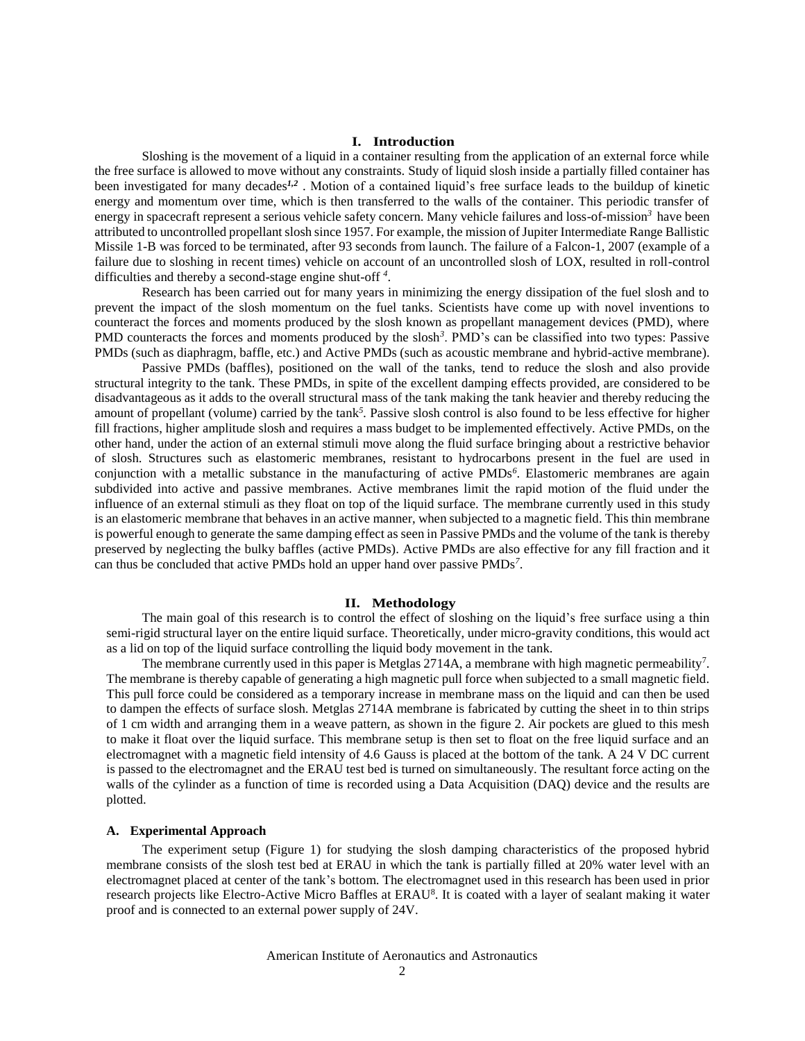## I. Introduction

Sloshing is the movement of a liquid in a container resulting from the application of an external force while the free surface is allowed to move without any constraints. Study of liquid slosh inside a partially filled container has been investigated for many decades[1,2] . Motion of a contained liquid's free surface leads to the buildup of kinetic energy and momentum over time, which is then transferred to the walls of the container. This periodic transfer of energy in spacecraft represent a serious vehicle safety concern. Many vehicle failures and loss-of-mission[3] have been attributed to uncontrolled propellant slosh since 1957. For example, the mission of Jupiter Intermediate Range Ballistic Missile 1-B was forced to be terminated, after 93 seconds from launch. The failure of a Falcon-1, 2007 (example of a failure due to sloshing in recent times) vehicle on account of an uncontrolled slosh of LOX, resulted in roll-control difficulties and thereby a second-stage engine shut-off [4].

Research has been carried out for many years in minimizing the energy dissipation of the fuel slosh and to prevent the impact of the slosh momentum on the fuel tanks. Scientists have come up with novel inventions to counteract the forces and moments produced by the slosh known as propellant management devices (PMD), where PMD counteracts the forces and moments produced by the slosh[3]. PMD's can be classified into two types: Passive PMDs (such as diaphragm, baffle, etc.) and Active PMDs (such as acoustic membrane and hybrid-active membrane).

Passive PMDs (baffles), positioned on the wall of the tanks, tend to reduce the slosh and also provide structural integrity to the tank. These PMDs, in spite of the excellent damping effects provided, are considered to be disadvantageous as it adds to the overall structural mass of the tank making the tank heavier and thereby reducing the amount of propellant (volume) carried by the tank[5]. Passive slosh control is also found to be less effective for higher fill fractions, higher amplitude slosh and requires a mass budget to be implemented effectively. Active PMDs, on the other hand, under the action of an external stimuli move along the fluid surface bringing about a restrictive behavior of slosh. Structures such as elastomeric membranes, resistant to hydrocarbons present in the fuel are used in conjunction with a metallic substance in the manufacturing of active PMDs[6]. Elastomeric membranes are again subdivided into active and passive membranes. Active membranes limit the rapid motion of the fluid under the influence of an external stimuli as they float on top of the liquid surface. The membrane currently used in this study is an elastomeric membrane that behaves in an active manner, when subjected to a magnetic field. This thin membrane is powerful enough to generate the same damping effect as seen in Passive PMDs and the volume of the tank is thereby preserved by neglecting the bulky baffles (active PMDs). Active PMDs are also effective for any fill fraction and it can thus be concluded that active PMDs hold an upper hand over passive PMDs[7].

## II. Methodology

The main goal of this research is to control the effect of sloshing on the liquid's free surface using a thin semi-rigid structural layer on the entire liquid surface. Theoretically, under micro-gravity conditions, this would act as a lid on top of the liquid surface controlling the liquid body movement in the tank.

The membrane currently used in this paper is Metglas 2714A, a membrane with high magnetic permeability[7]. The membrane is thereby capable of generating a high magnetic pull force when subjected to a small magnetic field. This pull force could be considered as a temporary increase in membrane mass on the liquid and can then be used to dampen the effects of surface slosh. Metglas 2714A membrane is fabricated by cutting the sheet in to thin strips of 1 cm width and arranging them in a weave pattern, as shown in the figure 2. Air pockets are glued to this mesh to make it float over the liquid surface. This membrane setup is then set to float on the free liquid surface and an electromagnet with a magnetic field intensity of 4.6 Gauss is placed at the bottom of the tank. A 24 V DC current is passed to the electromagnet and the ERAU test bed is turned on simultaneously. The resultant force acting on the walls of the cylinder as a function of time is recorded using a Data Acquisition (DAQ) device and the results are plotted.

### A. Experimental Approach

The experiment setup (Figure 1) for studying the slosh damping characteristics of the proposed hybrid membrane consists of the slosh test bed at ERAU in which the tank is partially filled at 20% water level with an electromagnet placed at center of the tank's bottom. The electromagnet used in this research has been used in prior research projects like Electro-Active Micro Baffles at ERAU[8]. It is coated with a layer of sealant making it water proof and is connected to an external power supply of 24V.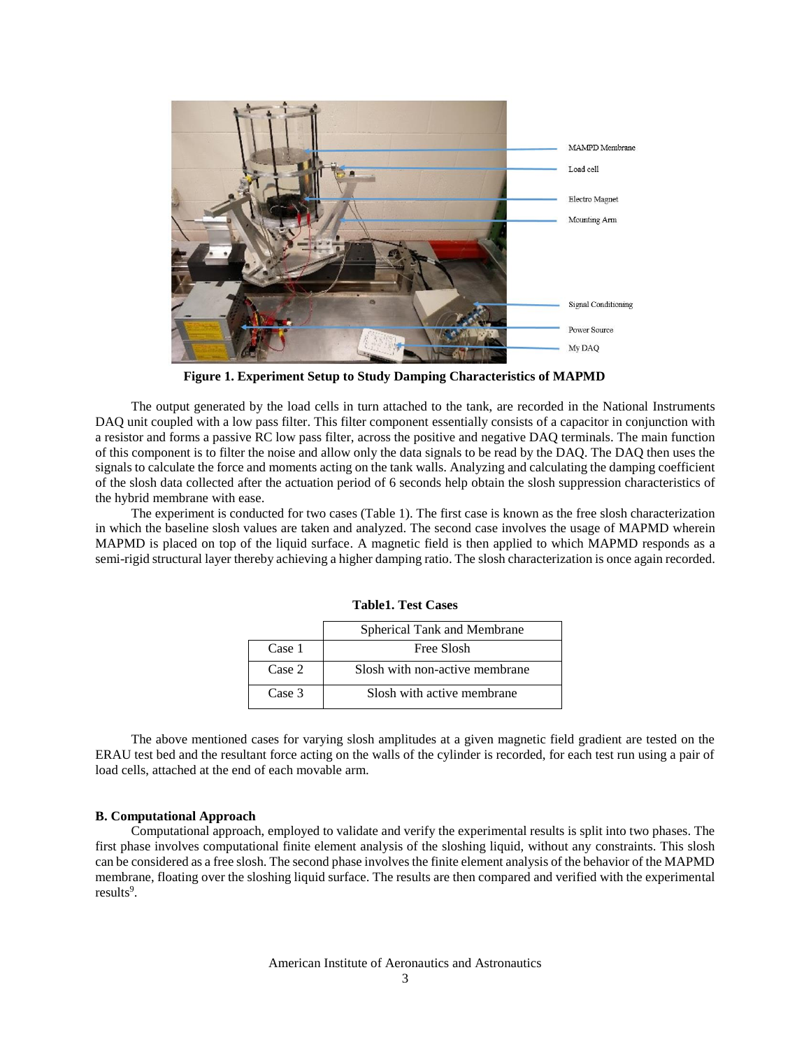**Figure 1. Experiment Setup to Study Damping Characteristics of MAPMD**

The output generated by the load cells in turn attached to the tank, are recorded in the National Instruments DAQ unit coupled with a low pass filter. This filter component essentially consists of a capacitor in conjunction with a resistor and forms a passive RC low pass filter, across the positive and negative DAQ terminals. The main function of this component is to filter the noise and allow only the data signals to be read by the DAQ. The DAQ then uses the signals to calculate the force and moments acting on the tank walls. Analyzing and calculating the damping coefficient of the slosh data collected after the actuation period of 6 seconds help obtain the slosh suppression characteristics of the hybrid membrane with ease.

The experiment is conducted for two cases (Table 1). The first case is known as the free slosh characterization in which the baseline slosh values are taken and analyzed. The second case involves the usage of MAPMD wherein MAPMD is placed on top of the liquid surface. A magnetic field is then applied to which MAPMD responds as a semi-rigid structural layer thereby achieving a higher damping ratio. The slosh characterization is once again recorded.

**Table1. Test Cases**

| | Spherical Tank and Membrane |
|---|---|
| Case 1 | Free Slosh |
| Case 2 | Slosh with non-active membrane |
| Case 3 | Slosh with active membrane |

The above mentioned cases for varying slosh amplitudes at a given magnetic field gradient are tested on the ERAU test bed and the resultant force acting on the walls of the cylinder is recorded, for each test run using a pair of load cells, attached at the end of each movable arm.

### B. Computational Approach

Computational approach, employed to validate and verify the experimental results is split into two phases. The first phase involves computational finite element analysis of the sloshing liquid, without any constraints. This slosh can be considered as a free slosh. The second phase involves the finite element analysis of the behavior of the MAPMD membrane, floating over the sloshing liquid surface. The results are then compared and verified with the experimental results[9].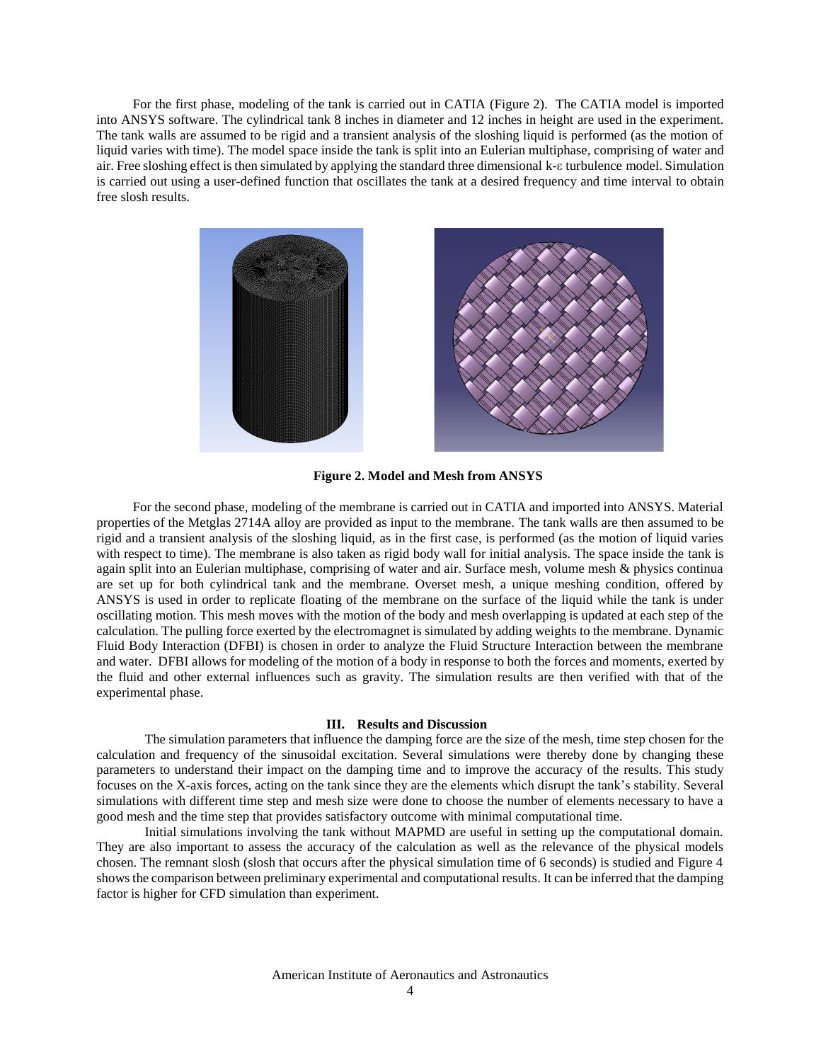For the first phase, modeling of the tank is carried out in CATIA (Figure 2). The CATIA model is imported into ANSYS software. The cylindrical tank 8 inches in diameter and 12 inches in height are used in the experiment. The tank walls are assumed to be rigid and a transient analysis of the sloshing liquid is performed (as the motion of liquid varies with time). The model space inside the tank is split into an Eulerian multiphase, comprising of water and air. Free sloshing effect is then simulated by applying the standard three dimensional k-ε turbulence model. Simulation is carried out using a user-defined function that oscillates the tank at a desired frequency and time interval to obtain free slosh results.

**Figure 2. Model and Mesh from ANSYS**

For the second phase, modeling of the membrane is carried out in CATIA and imported into ANSYS. Material properties of the Metglas 2714A alloy are provided as input to the membrane. The tank walls are then assumed to be rigid and a transient analysis of the sloshing liquid, as in the first case, is performed (as the motion of liquid varies with respect to time). The membrane is also taken as rigid body wall for initial analysis. The space inside the tank is again split into an Eulerian multiphase, comprising of water and air. Surface mesh, volume mesh & physics continua are set up for both cylindrical tank and the membrane. Overset mesh, a unique meshing condition, offered by ANSYS is used in order to replicate floating of the membrane on the surface of the liquid while the tank is under oscillating motion. This mesh moves with the motion of the body and mesh overlapping is updated at each step of the calculation. The pulling force exerted by the electromagnet is simulated by adding weights to the membrane. Dynamic Fluid Body Interaction (DFBI) is chosen in order to analyze the Fluid Structure Interaction between the membrane and water. DFBI allows for modeling of the motion of a body in response to both the forces and moments, exerted by the fluid and other external influences such as gravity. The simulation results are then verified with that of the experimental phase.

## III. Results and Discussion

The simulation parameters that influence the damping force are the size of the mesh, time step chosen for the calculation and frequency of the sinusoidal excitation. Several simulations were thereby done by changing these parameters to understand their impact on the damping time and to improve the accuracy of the results. This study focuses on the X-axis forces, acting on the tank since they are the elements which disrupt the tank's stability. Several simulations with different time step and mesh size were done to choose the number of elements necessary to have a good mesh and the time step that provides satisfactory outcome with minimal computational time.

Initial simulations involving the tank without MAPMD are useful in setting up the computational domain. They are also important to assess the accuracy of the calculation as well as the relevance of the physical models chosen. The remnant slosh (slosh that occurs after the physical simulation time of 6 seconds) is studied and Figure 4 shows the comparison between preliminary experimental and computational results. It can be inferred that the damping factor is higher for CFD simulation than experiment.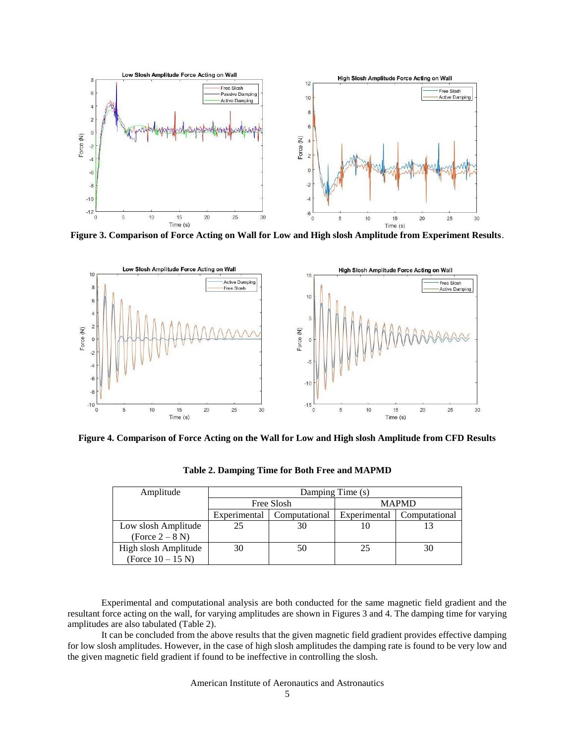**Figure 3. Comparison of Force Acting on Wall for Low and High slosh Amplitude from Experiment Results**.

**Figure 4. Comparison of Force Acting on the Wall for Low and High slosh Amplitude from CFD Results**

**Table 2. Damping Time for Both Free and MAPMD**

| Amplitude | Damping Time (s) | | | |
|---|---|---|---|---|
| | Free Slosh | | MAPMD | |
| | Experimental | Computational | Experimental | Computational |
| Low slosh Amplitude (Force 2 – 8 N) | 25 | 30 | 10 | 13 |
| High slosh Amplitude (Force 10 – 15 N) | 30 | 50 | 25 | 30 |

Experimental and computational analysis are both conducted for the same magnetic field gradient and the resultant force acting on the wall, for varying amplitudes are shown in Figures 3 and 4. The damping time for varying amplitudes are also tabulated (Table 2).

It can be concluded from the above results that the given magnetic field gradient provides effective damping for low slosh amplitudes. However, in the case of high slosh amplitudes the damping rate is found to be very low and the given magnetic field gradient if found to be ineffective in controlling the slosh.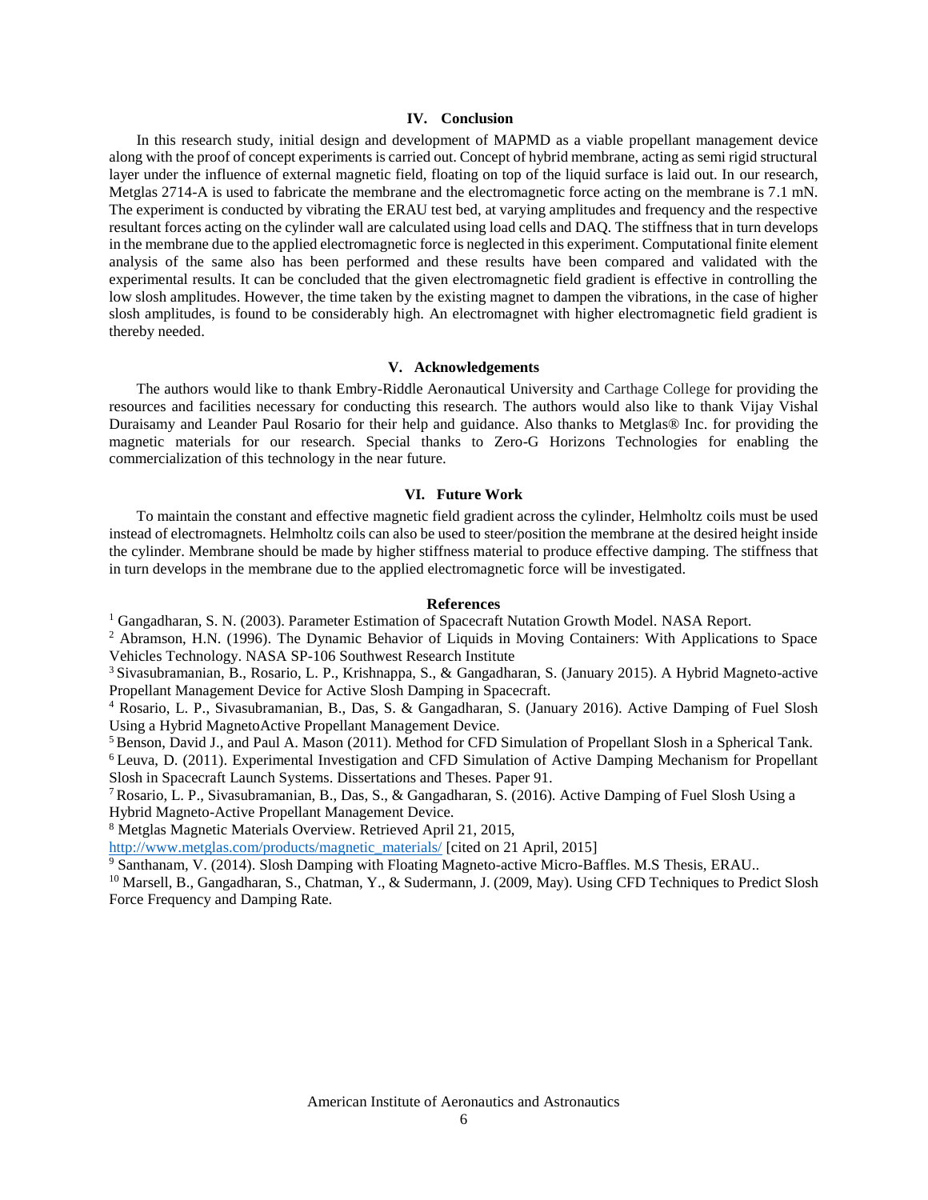## IV. Conclusion

In this research study, initial design and development of MAPMD as a viable propellant management device along with the proof of concept experiments is carried out. Concept of hybrid membrane, acting as semi rigid structural layer under the influence of external magnetic field, floating on top of the liquid surface is laid out. In our research, Metglas 2714-A is used to fabricate the membrane and the electromagnetic force acting on the membrane is 7.1 mN. The experiment is conducted by vibrating the ERAU test bed, at varying amplitudes and frequency and the respective resultant forces acting on the cylinder wall are calculated using load cells and DAQ. The stiffness that in turn develops in the membrane due to the applied electromagnetic force is neglected in this experiment. Computational finite element analysis of the same also has been performed and these results have been compared and validated with the experimental results. It can be concluded that the given electromagnetic field gradient is effective in controlling the low slosh amplitudes. However, the time taken by the existing magnet to dampen the vibrations, in the case of higher slosh amplitudes, is found to be considerably high. An electromagnet with higher electromagnetic field gradient is thereby needed.

## V. Acknowledgements

The authors would like to thank Embry-Riddle Aeronautical University and Carthage College for providing the resources and facilities necessary for conducting this research. The authors would also like to thank Vijay Vishal Duraisamy and Leander Paul Rosario for their help and guidance. Also thanks to Metglas® Inc. for providing the magnetic materials for our research. Special thanks to Zero-G Horizons Technologies for enabling the commercialization of this technology in the near future.

## VI. Future Work

To maintain the constant and effective magnetic field gradient across the cylinder, Helmholtz coils must be used instead of electromagnets. Helmholtz coils can also be used to steer/position the membrane at the desired height inside the cylinder. Membrane should be made by higher stiffness material to produce effective damping. The stiffness that in turn develops in the membrane due to the applied electromagnetic force will be investigated.

## References

[1] Gangadharan, S. N. (2003). Parameter Estimation of Spacecraft Nutation Growth Model. NASA Report.

[2] Abramson, H.N. (1996). The Dynamic Behavior of Liquids in Moving Containers: With Applications to Space Vehicles Technology. NASA SP-106 Southwest Research Institute

[3] Sivasubramanian, B., Rosario, L. P., Krishnappa, S., & Gangadharan, S. (January 2015). A Hybrid Magneto-active Propellant Management Device for Active Slosh Damping in Spacecraft.

[4] Rosario, L. P., Sivasubramanian, B., Das, S. & Gangadharan, S. (January 2016). Active Damping of Fuel Slosh Using a Hybrid MagnetoActive Propellant Management Device.

[5] Benson, David J., and Paul A. Mason (2011). Method for CFD Simulation of Propellant Slosh in a Spherical Tank.

[6] Leuva, D. (2011). Experimental Investigation and CFD Simulation of Active Damping Mechanism for Propellant Slosh in Spacecraft Launch Systems. Dissertations and Theses. Paper 91.

[7] Rosario, L. P., Sivasubramanian, B., Das, S., & Gangadharan, S. (2016). Active Damping of Fuel Slosh Using a Hybrid Magneto-Active Propellant Management Device.

[8] Metglas Magnetic Materials Overview. Retrieved April 21, 2015, http://www.metglas.com/products/magnetic_materials/ [cited on 21 April, 2015]

[9] Santhanam, V. (2014). Slosh Damping with Floating Magneto-active Micro-Baffles. M.S Thesis, ERAU..

[10] Marsell, B., Gangadharan, S., Chatman, Y., & Sudermann, J. (2009, May). Using CFD Techniques to Predict Slosh Force Frequency and Damping Rate.